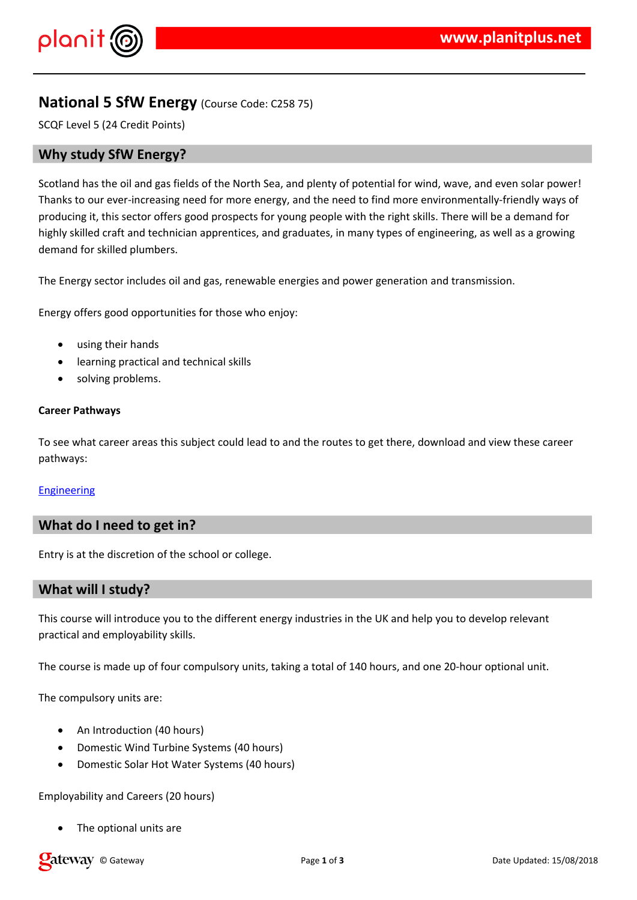# National 5 SfW Energy (Course Code: C258 75)

SCQF Level 5 (24 Credit Points)

## Why study SfW Energy?

Scotland has the oil and gas fields of the North Sea, and plenty of potential for wind, wave, and even solar power! Thanks to our ever-increasing need for more energy, and the need to find more environmentally-friendly ways of producing it, this sector offers good prospects for young people with the right skills. There will be a demand for highly skilled craft and technician apprentices, and graduates, in many types of engineering, as well as a growing demand for skilled plumbers.

The Energy sector includes oil and gas, renewable energies and power generation and transmission.

Energy offers good opportunities for those who enjoy:

- using their hands
- learning practical and technical skills
- solving problems.

**Career Pathways**

To see what career areas this subject could lead to and the routes to get there, download and view these career pathways:

Engineering

## What do I need to get in?

Entry is at the discretion of the school or college.

## What will I study?

This course will introduce you to the different energy industries in the UK and help you to develop relevant practical and employability skills.

The course is made up of four compulsory units, taking a total of 140 hours, and one 20-hour optional unit.

The compulsory units are:

- An Introduction (40 hours)
- Domestic Wind Turbine Systems (40 hours)
- Domestic Solar Hot Water Systems (40 hours)

Employability and Careers (20 hours)

- The optional units are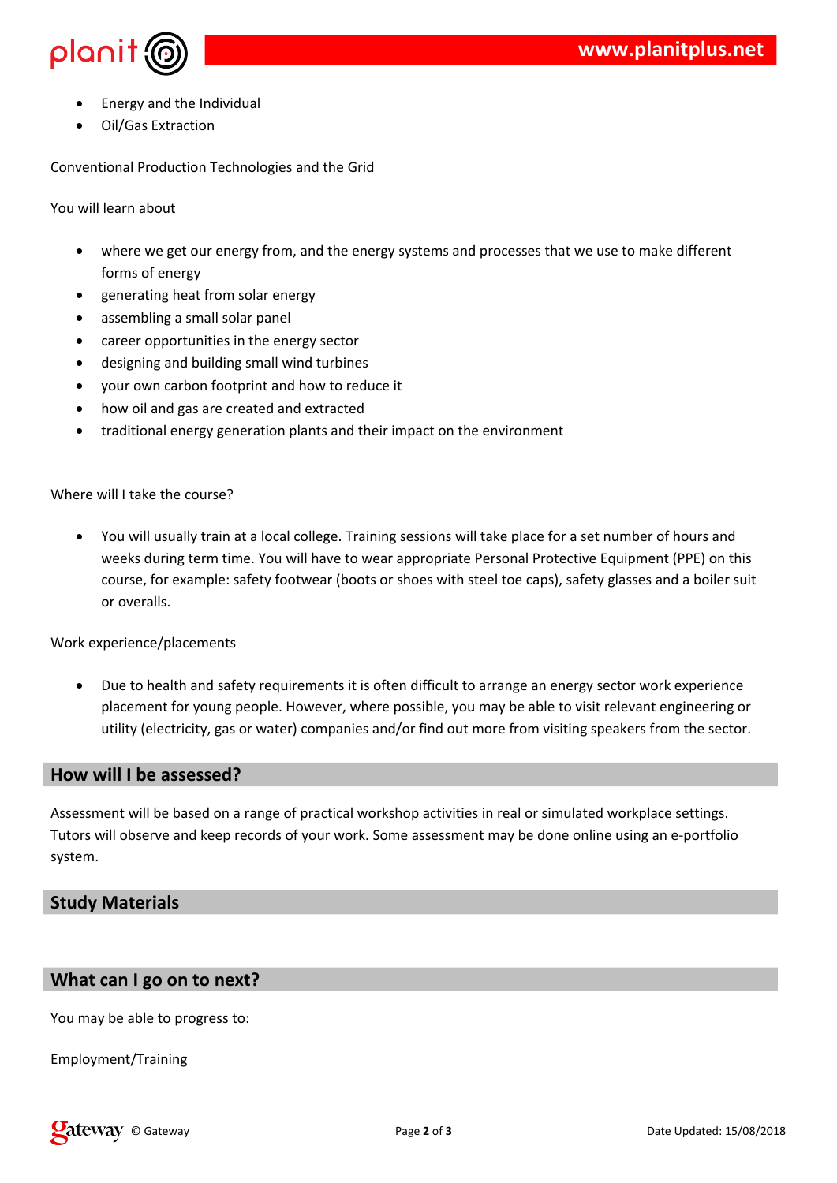- Energy and the Individual
- Oil/Gas Extraction

Conventional Production Technologies and the Grid

You will learn about

- where we get our energy from, and the energy systems and processes that we use to make different forms of energy
- generating heat from solar energy
- assembling a small solar panel
- career opportunities in the energy sector
- designing and building small wind turbines
- your own carbon footprint and how to reduce it
- how oil and gas are created and extracted
- traditional energy generation plants and their impact on the environment

Where will I take the course?

- You will usually train at a local college. Training sessions will take place for a set number of hours and weeks during term time. You will have to wear appropriate Personal Protective Equipment (PPE) on this course, for example: safety footwear (boots or shoes with steel toe caps), safety glasses and a boiler suit or overalls.

Work experience/placements

- Due to health and safety requirements it is often difficult to arrange an energy sector work experience placement for young people. However, where possible, you may be able to visit relevant engineering or utility (electricity, gas or water) companies and/or find out more from visiting speakers from the sector.

## How will I be assessed?

Assessment will be based on a range of practical workshop activities in real or simulated workplace settings. Tutors will observe and keep records of your work. Some assessment may be done online using an e-portfolio system.

## Study Materials

## What can I go on to next?

You may be able to progress to:

Employment/Training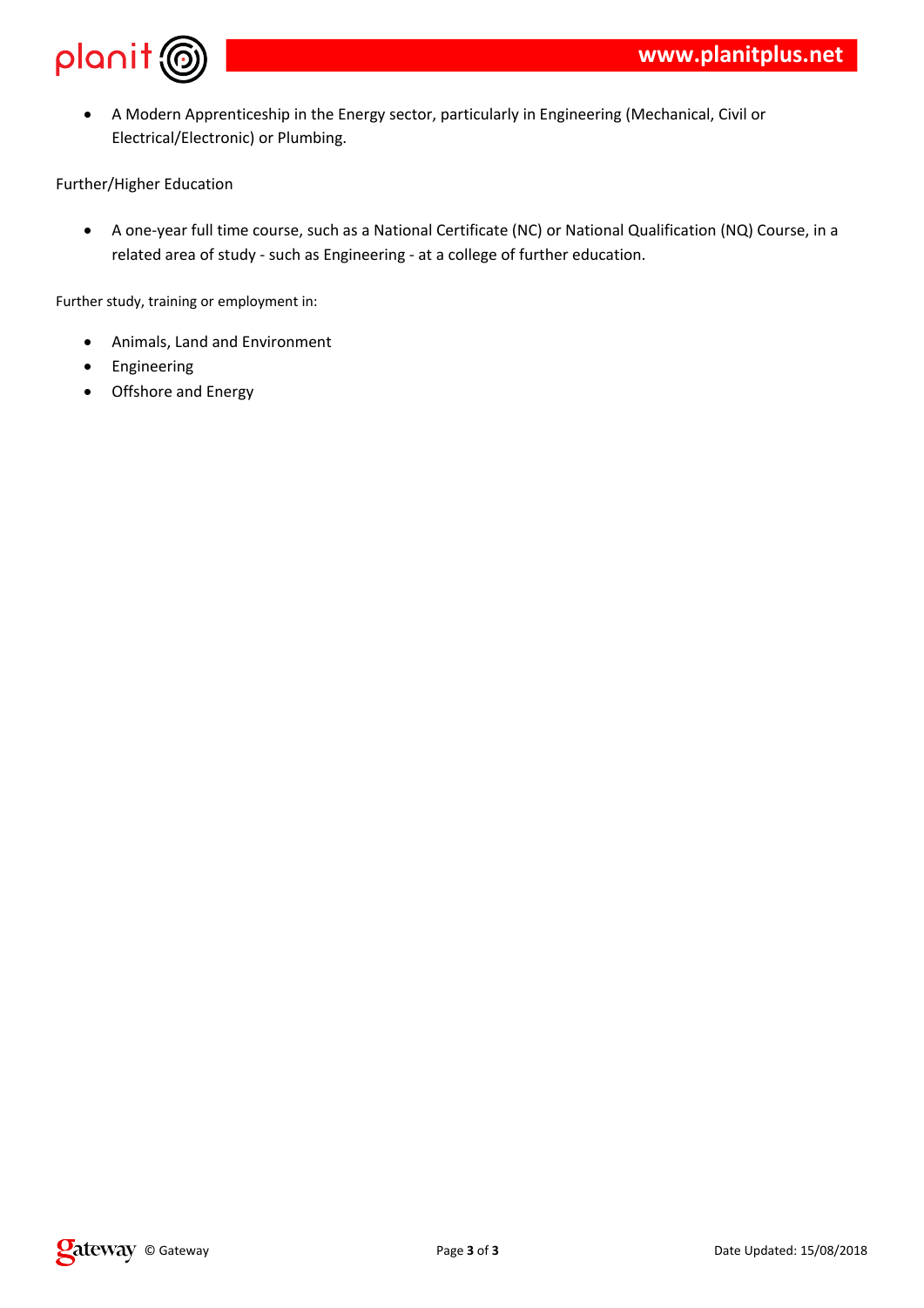- A Modern Apprenticeship in the Energy sector, particularly in Engineering (Mechanical, Civil or Electrical/Electronic) or Plumbing.

Further/Higher Education

- A one-year full time course, such as a National Certificate (NC) or National Qualification (NQ) Course, in a related area of study - such as Engineering - at a college of further education.

Further study, training or employment in:

- Animals, Land and Environment
- Engineering
- Offshore and Energy